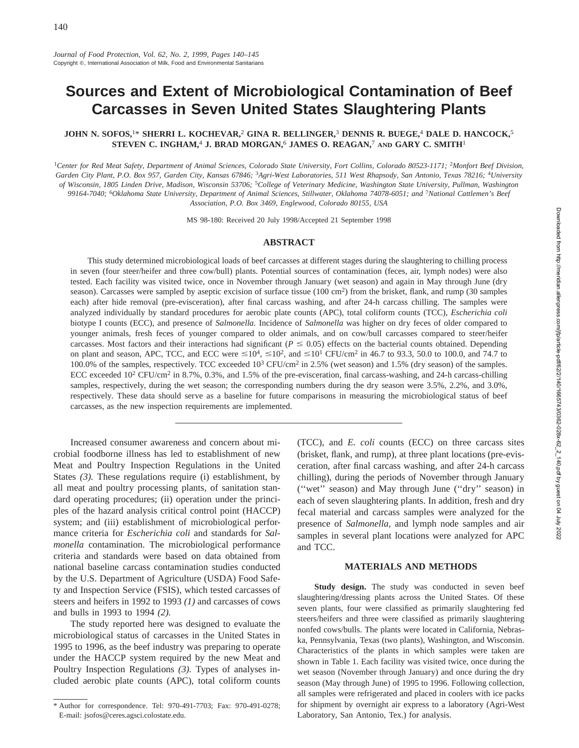# Sources and Extent of Microbiological Contamination of Beef Carcasses in Seven United States Slaughtering Plants

**JOHN N. SOFOS,[1]* SHERRI L. KOCHEVAR,[2] GINA R. BELLINGER,[3] DENNIS R. BUEGE,[4] DALE D. HANCOCK,[5] STEVEN C. INGHAM,[4] J. BRAD MORGAN,[6] JAMES O. REAGAN,[7] AND GARY C. SMITH[1]**

[1]*Center for Red Meat Safety, Department of Animal Sciences, Colorado State University, Fort Collins, Colorado 80523-1171;* [2]*Monfort Beef Division, Garden City Plant, P.O. Box 957, Garden City, Kansas 67846;* [3]*Agri-West Laboratories, 511 West Rhapsody, San Antonio, Texas 78216;* [4]*University of Wisconsin, 1805 Linden Drive, Madison, Wisconsin 53706;* [5]*College of Veterinary Medicine, Washington State University, Pullman, Washington 99164-7040;* [6]*Oklahoma State University, Department of Animal Sciences, Stillwater, Oklahoma 74078-6051; and* [7]*National Cattlemen's Beef Association, P.O. Box 3469, Englewood, Colorado 80155, USA*

MS 98-180: Received 20 July 1998/Accepted 21 September 1998

## ABSTRACT

This study determined microbiological loads of beef carcasses at different stages during the slaughtering to chilling process in seven (four steer/heifer and three cow/bull) plants. Potential sources of contamination (feces, air, lymph nodes) were also tested. Each facility was visited twice, once in November through January (wet season) and again in May through June (dry season). Carcasses were sampled by aseptic excision of surface tissue (100 $cm^2$) from the brisket, flank, and rump (30 samples each) after hide removal (pre-evisceration), after final carcass washing, and after 24-h carcass chilling. The samples were analyzed individually by standard procedures for aerobic plate counts (APC), total coliform counts (TCC), *Escherichia coli* biotype I counts (ECC), and presence of *Salmonella.* Incidence of *Salmonella* was higher on dry feces of older compared to younger animals, fresh feces of younger compared to older animals, and on cow/bull carcasses compared to steer/heifer carcasses. Most factors and their interactions had significant ($P \leq 0.05$) effects on the bacterial counts obtained. Depending on plant and season, APC, TCC, and ECC were $\leq 10^4$, $\leq 10^2$, and $\leq 10^1$ CFU/$cm^2$ in 46.7 to 93.3, 50.0 to 100.0, and 74.7 to 100.0% of the samples, respectively. TCC exceeded $10^3$ CFU/$cm^2$ in 2.5% (wet season) and 1.5% (dry season) of the samples. ECC exceeded $10^2$ CFU/$cm^2$ in 8.7%, 0.3%, and 1.5% of the pre-evisceration, final carcass-washing, and 24-h carcass-chilling samples, respectively, during the wet season; the corresponding numbers during the dry season were 3.5%, 2.2%, and 3.0%, respectively. These data should serve as a baseline for future comparisons in measuring the microbiological status of beef carcasses, as the new inspection requirements are implemented.

---

Increased consumer awareness and concern about microbial foodborne illness has led to establishment of new Meat and Poultry Inspection Regulations in the United States *(3).* These regulations require (i) establishment, by all meat and poultry processing plants, of sanitation standard operating procedures; (ii) operation under the principles of the hazard analysis critical control point (HACCP) system; and (iii) establishment of microbiological performance criteria for *Escherichia coli* and standards for *Salmonella* contamination. The microbiological performance criteria and standards were based on data obtained from national baseline carcass contamination studies conducted by the U.S. Department of Agriculture (USDA) Food Safety and Inspection Service (FSIS), which tested carcasses of steers and heifers in 1992 to 1993 *(1)* and carcasses of cows and bulls in 1993 to 1994 *(2).*

The study reported here was designed to evaluate the microbiological status of carcasses in the United States in 1995 to 1996, as the beef industry was preparing to operate under the HACCP system required by the new Meat and Poultry Inspection Regulations *(3).* Types of analyses included aerobic plate counts (APC), total coliform counts (TCC), and *E. coli* counts (ECC) on three carcass sites (brisket, flank, and rump), at three plant locations (pre-evisceration, after final carcass washing, and after 24-h carcass chilling), during the periods of November through January (''wet'' season) and May through June (''dry'' season) in each of seven slaughtering plants. In addition, fresh and dry fecal material and carcass samples were analyzed for the presence of *Salmonella*, and lymph node samples and air samples in several plant locations were analyzed for APC and TCC.

## MATERIALS AND METHODS

**Study design.** The study was conducted in seven beef slaughtering/dressing plants across the United States. Of these seven plants, four were classified as primarily slaughtering fed steers/heifers and three were classified as primarily slaughtering nonfed cows/bulls. The plants were located in California, Nebraska, Pennsylvania, Texas (two plants), Washington, and Wisconsin. Characteristics of the plants in which samples were taken are shown in Table 1. Each facility was visited twice, once during the wet season (November through January) and once during the dry season (May through June) of 1995 to 1996. Following collection, all samples were refrigerated and placed in coolers with ice packs for shipment by overnight air express to a laboratory (Agri-West Laboratory, San Antonio, Tex.) for analysis.

---

\* Author for correspondence. Tel: 970-491-7703; Fax: 970-491-0278; E-mail: jsofos@ceres.agsci.colostate.edu.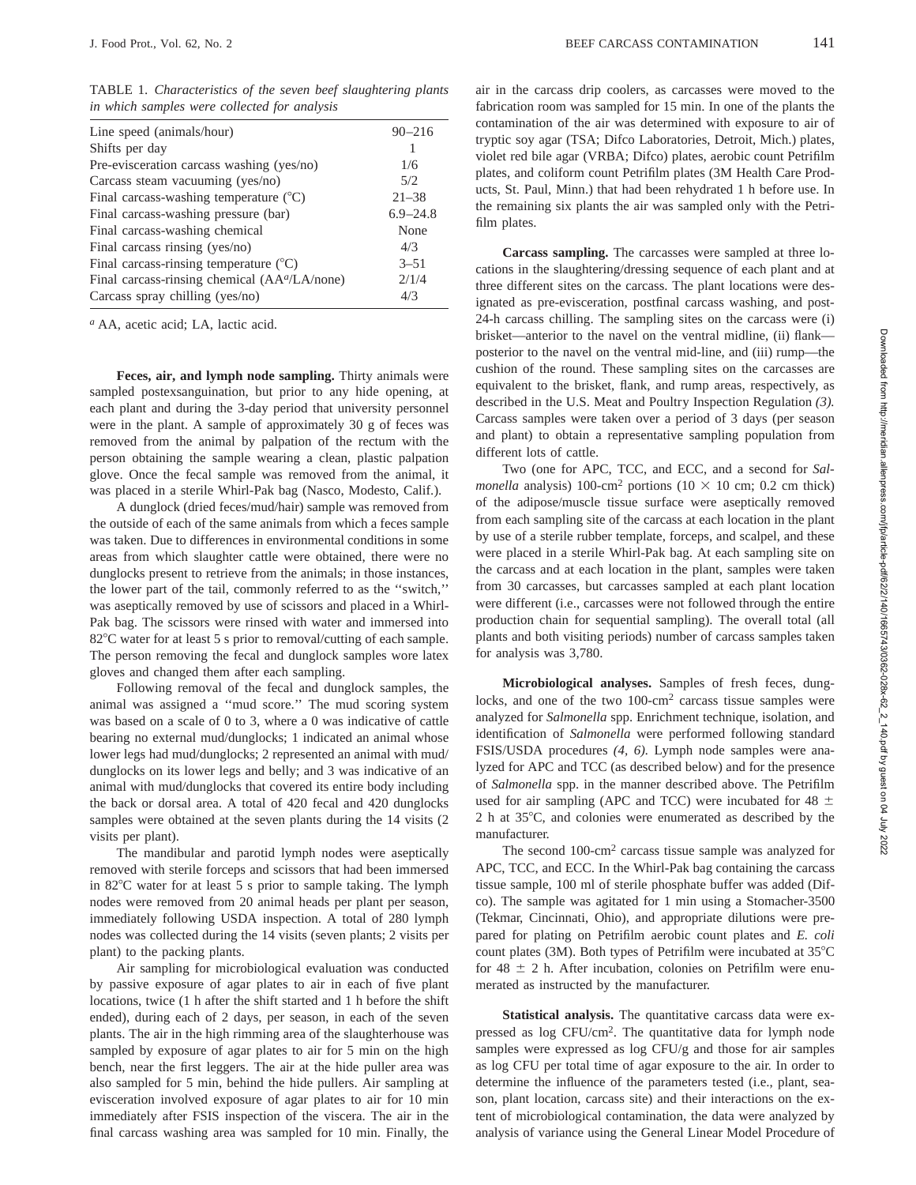TABLE 1. *Characteristics of the seven beef slaughtering plants in which samples were collected for analysis*

| | |
|---|---|
| Line speed (animals/hour) | 90–216 |
| Shifts per day | 1 |
| Pre-evisceration carcass washing (yes/no) | 1/6 |
| Carcass steam vacuuming (yes/no) | 5/2 |
| Final carcass-washing temperature (°C) | 21–38 |
| Final carcass-washing pressure (bar) | 6.9–24.8 |
| Final carcass-washing chemical | None |
| Final carcass rinsing (yes/no) | 4/3 |
| Final carcass-rinsing temperature (°C) | 3–51 |
| Final carcass-rinsing chemical (AA[a]/LA/none) | 2/1/4 |
| Carcass spray chilling (yes/no) | 4/3 |

[a] AA, acetic acid; LA, lactic acid.

**Feces, air, and lymph node sampling.** Thirty animals were sampled postexsanguination, but prior to any hide opening, at each plant and during the 3-day period that university personnel were in the plant. A sample of approximately 30 g of feces was removed from the animal by palpation of the rectum with the person obtaining the sample wearing a clean, plastic palpation glove. Once the fecal sample was removed from the animal, it was placed in a sterile Whirl-Pak bag (Nasco, Modesto, Calif.).

A dunglock (dried feces/mud/hair) sample was removed from the outside of each of the same animals from which a feces sample was taken. Due to differences in environmental conditions in some areas from which slaughter cattle were obtained, there were no dunglocks present to retrieve from the animals; in those instances, the lower part of the tail, commonly referred to as the ''switch,'' was aseptically removed by use of scissors and placed in a Whirl-Pak bag. The scissors were rinsed with water and immersed into 82°C water for at least 5 s prior to removal/cutting of each sample. The person removing the fecal and dunglock samples wore latex gloves and changed them after each sampling.

Following removal of the fecal and dunglock samples, the animal was assigned a ''mud score.'' The mud scoring system was based on a scale of 0 to 3, where a 0 was indicative of cattle bearing no external mud/dunglocks; 1 indicated an animal whose lower legs had mud/dunglocks; 2 represented an animal with mud/dunglocks on its lower legs and belly; and 3 was indicative of an animal with mud/dunglocks that covered its entire body including the back or dorsal area. A total of 420 fecal and 420 dunglocks samples were obtained at the seven plants during the 14 visits (2 visits per plant).

The mandibular and parotid lymph nodes were aseptically removed with sterile forceps and scissors that had been immersed in 82°C water for at least 5 s prior to sample taking. The lymph nodes were removed from 20 animal heads per plant per season, immediately following USDA inspection. A total of 280 lymph nodes was collected during the 14 visits (seven plants; 2 visits per plant) to the packing plants.

Air sampling for microbiological evaluation was conducted by passive exposure of agar plates to air in each of five plant locations, twice (1 h after the shift started and 1 h before the shift ended), during each of 2 days, per season, in each of the seven plants. The air in the high rimming area of the slaughterhouse was sampled by exposure of agar plates to air for 5 min on the high bench, near the first leggers. The air at the hide puller area was also sampled for 5 min, behind the hide pullers. Air sampling at evisceration involved exposure of agar plates to air for 10 min immediately after FSIS inspection of the viscera. The air in the final carcass washing area was sampled for 10 min. Finally, the air in the carcass drip coolers, as carcasses were moved to the fabrication room was sampled for 15 min. In one of the plants the contamination of the air was determined with exposure to air of tryptic soy agar (TSA; Difco Laboratories, Detroit, Mich.) plates, violet red bile agar (VRBA; Difco) plates, aerobic count Petrifilm plates, and coliform count Petrifilm plates (3M Health Care Products, St. Paul, Minn.) that had been rehydrated 1 h before use. In the remaining six plants the air was sampled only with the Petrifilm plates.

**Carcass sampling.** The carcasses were sampled at three locations in the slaughtering/dressing sequence of each plant and at three different sites on the carcass. The plant locations were designated as pre-evisceration, postfinal carcass washing, and post-24-h carcass chilling. The sampling sites on the carcass were (i) brisket—anterior to the navel on the ventral midline, (ii) flank—posterior to the navel on the ventral mid-line, and (iii) rump—the cushion of the round. These sampling sites on the carcasses are equivalent to the brisket, flank, and rump areas, respectively, as described in the U.S. Meat and Poultry Inspection Regulation *(3).* Carcass samples were taken over a period of 3 days (per season and plant) to obtain a representative sampling population from different lots of cattle.

Two (one for APC, TCC, and ECC, and a second for *Salmonella* analysis) 100-$cm^2$ portions (10 × 10 cm; 0.2 cm thick) of the adipose/muscle tissue surface were aseptically removed from each sampling site of the carcass at each location in the plant by use of a sterile rubber template, forceps, and scalpel, and these were placed in a sterile Whirl-Pak bag. At each sampling site on the carcass and at each location in the plant, samples were taken from 30 carcasses, but carcasses sampled at each plant location were different (i.e., carcasses were not followed through the entire production chain for sequential sampling). The overall total (all plants and both visiting periods) number of carcass samples taken for analysis was 3,780.

**Microbiological analyses.** Samples of fresh feces, dunglocks, and one of the two 100-$cm^2$ carcass tissue samples were analyzed for *Salmonella* spp. Enrichment technique, isolation, and identification of *Salmonella* were performed following standard FSIS/USDA procedures *(4, 6).* Lymph node samples were analyzed for APC and TCC (as described below) and for the presence of *Salmonella* spp. in the manner described above. The Petrifilm used for air sampling (APC and TCC) were incubated for 48 ± 2 h at 35°C, and colonies were enumerated as described by the manufacturer.

The second 100-$cm^2$ carcass tissue sample was analyzed for APC, TCC, and ECC. In the Whirl-Pak bag containing the carcass tissue sample, 100 ml of sterile phosphate buffer was added (Difco). The sample was agitated for 1 min using a Stomacher-3500 (Tekmar, Cincinnati, Ohio), and appropriate dilutions were prepared for plating on Petrifilm aerobic count plates and *E. coli* count plates (3M). Both types of Petrifilm were incubated at 35°C for 48 ± 2 h. After incubation, colonies on Petrifilm were enumerated as instructed by the manufacturer.

**Statistical analysis.** The quantitative carcass data were expressed as log CFU/$cm^2$. The quantitative data for lymph node samples were expressed as log CFU/g and those for air samples as log CFU per total time of agar exposure to the air. In order to determine the influence of the parameters tested (i.e., plant, season, plant location, carcass site) and their interactions on the extent of microbiological contamination, the data were analyzed by analysis of variance using the General Linear Model Procedure of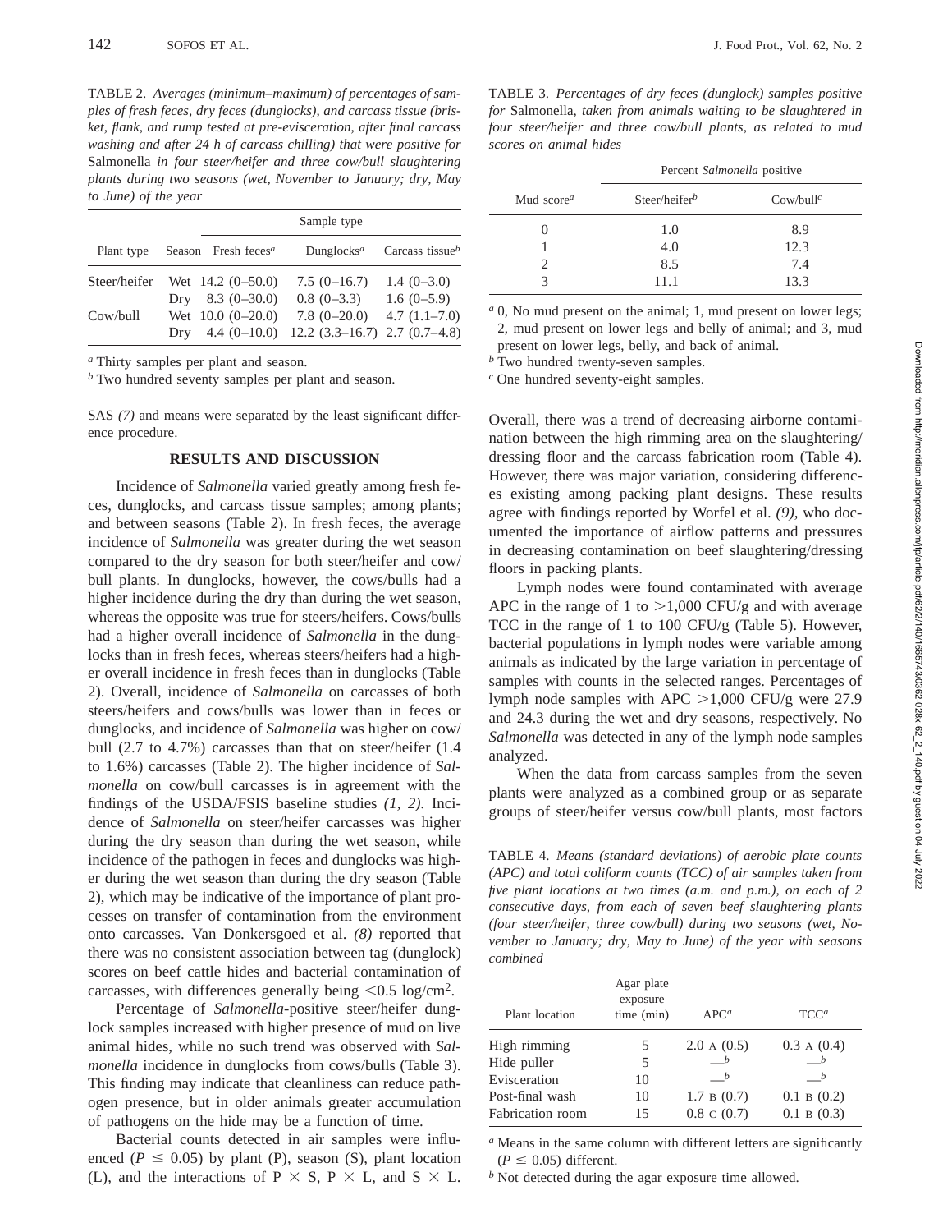TABLE 2. *Averages (minimum–maximum) of percentages of samples of fresh feces, dry feces (dunglocks), and carcass tissue (brisket, flank, and rump tested at pre-evisceration, after final carcass washing and after 24 h of carcass chilling) that were positive for* Salmonella *in four steer/heifer and three cow/bull slaughtering plants during two seasons (wet, November to January; dry, May to June) of the year*

| Plant type | Season | Sample type | | |
|---|---|---|---|---|
| | | Fresh feces[a] | Dunglocks[a] | Carcass tissue[b] |
| Steer/heifer | Wet | 14.2 (0–50.0) | 7.5 (0–16.7) | 1.4 (0–3.0) |
| | Dry | 8.3 (0–30.0) | 0.8 (0–3.3) | 1.6 (0–5.9) |
| Cow/bull | Wet | 10.0 (0–20.0) | 7.8 (0–20.0) | 4.7 (1.1–7.0) |
| | Dry | 4.4 (0–10.0) | 12.2 (3.3–16.7) | 2.7 (0.7–4.8) |

[a] Thirty samples per plant and season.
[b] Two hundred seventy samples per plant and season.

SAS *(7)* and means were separated by the least significant difference procedure.

## RESULTS AND DISCUSSION

Incidence of *Salmonella* varied greatly among fresh feces, dunglocks, and carcass tissue samples; among plants; and between seasons (Table 2). In fresh feces, the average incidence of *Salmonella* was greater during the wet season compared to the dry season for both steer/heifer and cow/bull plants. In dunglocks, however, the cows/bulls had a higher incidence during the dry than during the wet season, whereas the opposite was true for steers/heifers. Cows/bulls had a higher overall incidence of *Salmonella* in the dunglocks than in fresh feces, whereas steers/heifers had a higher overall incidence in fresh feces than in dunglocks (Table 2). Overall, incidence of *Salmonella* on carcasses of both steers/heifers and cows/bulls was lower than in feces or dunglocks, and incidence of *Salmonella* was higher on cow/bull (2.7 to 4.7%) carcasses than that on steer/heifer (1.4 to 1.6%) carcasses (Table 2). The higher incidence of *Salmonella* on cow/bull carcasses is in agreement with the findings of the USDA/FSIS baseline studies *(1, 2)*. Incidence of *Salmonella* on steer/heifer carcasses was higher during the dry season than during the wet season, while incidence of the pathogen in feces and dunglocks was higher during the wet season than during the dry season (Table 2), which may be indicative of the importance of plant processes on transfer of contamination from the environment onto carcasses. Van Donkersgoed et al. *(8)* reported that there was no consistent association between tag (dunglock) scores on beef cattle hides and bacterial contamination of carcasses, with differences generally being $<0.5$ log/cm$^2$.

Percentage of *Salmonella*-positive steer/heifer dunglock samples increased with higher presence of mud on live animal hides, while no such trend was observed with *Salmonella* incidence in dunglocks from cows/bulls (Table 3). This finding may indicate that cleanliness can reduce pathogen presence, but in older animals greater accumulation of pathogens on the hide may be a function of time.

Bacterial counts detected in air samples were influenced ($P \leq 0.05$) by plant (P), season (S), plant location (L), and the interactions of P × S, P × L, and S × L.

TABLE 3. *Percentages of dry feces (dunglock) samples positive for* Salmonella*, taken from animals waiting to be slaughtered in four steer/heifer and three cow/bull plants, as related to mud scores on animal hides*

| Mud score[a] | Percent *Salmonella* positive | |
|---|---|---|
| | Steer/heifer[b] | Cow/bull[c] |
| 0 | 1.0 | 8.9 |
| 1 | 4.0 | 12.3 |
| 2 | 8.5 | 7.4 |
| 3 | 11.1 | 13.3 |

[a] 0, No mud present on the animal; 1, mud present on lower legs; 2, mud present on lower legs and belly of animal; and 3, mud present on lower legs, belly, and back of animal.
[b] Two hundred twenty-seven samples.
[c] One hundred seventy-eight samples.

Overall, there was a trend of decreasing airborne contamination between the high rimming area on the slaughtering/dressing floor and the carcass fabrication room (Table 4). However, there was major variation, considering differences existing among packing plant designs. These results agree with findings reported by Worfel et al. *(9)*, who documented the importance of airflow patterns and pressures in decreasing contamination on beef slaughtering/dressing floors in packing plants.

Lymph nodes were found contaminated with average APC in the range of 1 to $>1{,}000$ CFU/g and with average TCC in the range of 1 to 100 CFU/g (Table 5). However, bacterial populations in lymph nodes were variable among animals as indicated by the large variation in percentage of samples with counts in the selected ranges. Percentages of lymph node samples with APC $>1{,}000$ CFU/g were 27.9 and 24.3 during the wet and dry seasons, respectively. No *Salmonella* was detected in any of the lymph node samples analyzed.

When the data from carcass samples from the seven plants were analyzed as a combined group or as separate groups of steer/heifer versus cow/bull plants, most factors

TABLE 4. *Means (standard deviations) of aerobic plate counts (APC) and total coliform counts (TCC) of air samples taken from five plant locations at two times (a.m. and p.m.), on each of 2 consecutive days, from each of seven beef slaughtering plants (four steer/heifer, three cow/bull) during two seasons (wet, November to January; dry, May to June) of the year with seasons combined*

| Plant location | Agar plate exposure time (min) | APC[a] | TCC[a] |
|---|---|---|---|
| High rimming | 5 | 2.0 A (0.5) | 0.3 A (0.4) |
| Hide puller | 5 | —[b] | —[b] |
| Evisceration | 10 | —[b] | —[b] |
| Post-final wash | 10 | 1.7 B (0.7) | 0.1 B (0.2) |
| Fabrication room | 15 | 0.8 C (0.7) | 0.1 B (0.3) |

[a] Means in the same column with different letters are significantly ($P \leq 0.05$) different.
[b] Not detected during the agar exposure time allowed.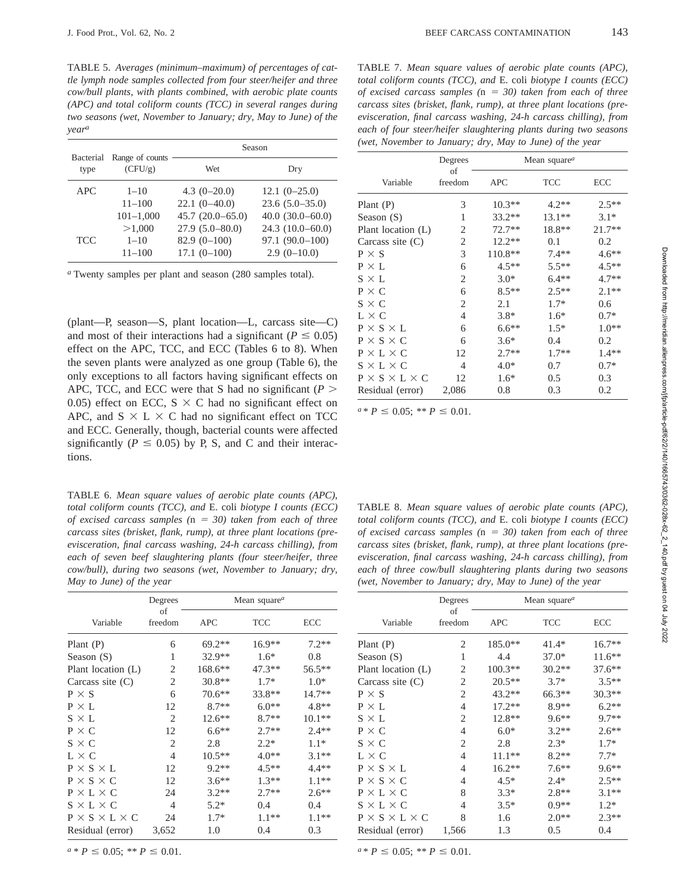TABLE 5. *Averages (minimum–maximum) of percentages of cattle lymph node samples collected from four steer/heifer and three cow/bull plants, with plants combined, with aerobic plate counts (APC) and total coliform counts (TCC) in several ranges during two seasons (wet, November to January; dry, May to June) of the year*[a]

| Bacterial type | Range of counts (CFU/g) | Season | |
|---|---|---|---|
| | | Wet | Dry |
| APC | 1–10 | 4.3 (0–20.0) | 12.1 (0–25.0) |
| | 11–100 | 22.1 (0–40.0) | 23.6 (5.0–35.0) |
| | 101–1,000 | 45.7 (20.0–65.0) | 40.0 (30.0–60.0) |
| | >1,000 | 27.9 (5.0–80.0) | 24.3 (10.0–60.0) |
| TCC | 1–10 | 82.9 (0–100) | 97.1 (90.0–100) |
| | 11–100 | 17.1 (0–100) | 2.9 (0–10.0) |

[a] Twenty samples per plant and season (280 samples total).

(plant—P, season—S, plant location—L, carcass site—C) and most of their interactions had a significant ($P \leq 0.05$) effect on the APC, TCC, and ECC (Tables 6 to 8). When the seven plants were analyzed as one group (Table 6), the only exceptions to all factors having significant effects on APC, TCC, and ECC were that S had no significant ($P > 0.05$) effect on ECC, S × C had no significant effect on APC, and S × L × C had no significant effect on TCC and ECC. Generally, though, bacterial counts were affected significantly ($P \leq 0.05$) by P, S, and C and their interactions.

TABLE 6. *Mean square values of aerobic plate counts (APC), total coliform counts (TCC), and* E. coli *biotype I counts (ECC) of excised carcass samples (*n *= 30) taken from each of three carcass sites (brisket, flank, rump), at three plant locations (pre-evisceration, final carcass washing, 24-h carcass chilling), from each of seven beef slaughtering plants (four steer/heifer, three cow/bull), during two seasons (wet, November to January; dry, May to June) of the year*

| Variable | Degrees of freedom | Mean square[a] | | |
|---|---|---|---|---|
| | | APC | TCC | ECC |
| Plant (P) | 6 | 69.2** | 16.9** | 7.2** |
| Season (S) | 1 | 32.9** | 1.6* | 0.8 |
| Plant location (L) | 2 | 168.6** | 47.3** | 56.5** |
| Carcass site (C) | 2 | 30.8** | 1.7* | 1.0* |
| P × S | 6 | 70.6** | 33.8** | 14.7** |
| P × L | 12 | 8.7** | 6.0** | 4.8** |
| S × L | 2 | 12.6** | 8.7** | 10.1** |
| P × C | 12 | 6.6** | 2.7** | 2.4** |
| S × C | 2 | 2.8 | 2.2* | 1.1* |
| L × C | 4 | 10.5** | 4.0** | 3.1** |
| P × S × L | 12 | 9.2** | 4.5** | 4.4** |
| P × S × C | 12 | 3.6** | 1.3** | 1.1** |
| P × L × C | 24 | 3.2** | 2.7** | 2.6** |
| S × L × C | 4 | 5.2* | 0.4 | 0.4 |
| P × S × L × C | 24 | 1.7* | 1.1** | 1.1** |
| Residual (error) | 3,652 | 1.0 | 0.4 | 0.3 |

[a] * $P \leq 0.05$; ** $P \leq 0.01$.

TABLE 7. *Mean square values of aerobic plate counts (APC), total coliform counts (TCC), and* E. coli *biotype I counts (ECC) of excised carcass samples (*n *= 30) taken from each of three carcass sites (brisket, flank, rump), at three plant locations (pre-evisceration, final carcass washing, 24-h carcass chilling), from each of four steer/heifer slaughtering plants during two seasons (wet, November to January; dry, May to June) of the year*

| Variable | Degrees of freedom | Mean square[a] | | |
|---|---|---|---|---|
| | | APC | TCC | ECC |
| Plant (P) | 3 | 10.3** | 4.2** | 2.5** |
| Season (S) | 1 | 33.2** | 13.1** | 3.1* |
| Plant location (L) | 2 | 72.7** | 18.8** | 21.7** |
| Carcass site (C) | 2 | 12.2** | 0.1 | 0.2 |
| P × S | 3 | 110.8** | 7.4** | 4.6** |
| P × L | 6 | 4.5** | 5.5** | 4.5** |
| S × L | 2 | 3.0* | 6.4** | 4.7** |
| P × C | 6 | 8.5** | 2.5** | 2.1** |
| S × C | 2 | 2.1 | 1.7* | 0.6 |
| L × C | 4 | 3.8* | 1.6* | 0.7* |
| P × S × L | 6 | 6.6** | 1.5* | 1.0** |
| P × S × C | 6 | 3.6* | 0.4 | 0.2 |
| P × L × C | 12 | 2.7** | 1.7** | 1.4** |
| S × L × C | 4 | 4.0* | 0.7 | 0.7* |
| P × S × L × C | 12 | 1.6* | 0.5 | 0.3 |
| Residual (error) | 2,086 | 0.8 | 0.3 | 0.2 |

[a] * $P \leq 0.05$; ** $P \leq 0.01$.

TABLE 8. *Mean square values of aerobic plate counts (APC), total coliform counts (TCC), and* E. coli *biotype I counts (ECC) of excised carcass samples (*n *= 30) taken from each of three carcass sites (brisket, flank, rump), at three plant locations (pre-evisceration, final carcass washing, 24-h carcass chilling), from each of three cow/bull slaughtering plants during two seasons (wet, November to January; dry, May to June) of the year*

| Variable | Degrees of freedom | Mean square[a] | | |
|---|---|---|---|---|
| | | APC | TCC | ECC |
| Plant (P) | 2 | 185.0** | 41.4* | 16.7** |
| Season (S) | 1 | 4.4 | 37.0* | 11.6** |
| Plant location (L) | 2 | 100.3** | 30.2** | 37.6** |
| Carcass site (C) | 2 | 20.5** | 3.7* | 3.5** |
| P × S | 2 | 43.2** | 66.3** | 30.3** |
| P × L | 4 | 17.2** | 8.9** | 6.2** |
| S × L | 2 | 12.8** | 9.6** | 9.7** |
| P × C | 4 | 6.0* | 3.2** | 2.6** |
| S × C | 2 | 2.8 | 2.3* | 1.7* |
| L × C | 4 | 11.1** | 8.2** | 7.7* |
| P × S × L | 4 | 16.2** | 7.6** | 9.6** |
| P × S × C | 4 | 4.5* | 2.4* | 2.5** |
| P × L × C | 8 | 3.3* | 2.8** | 3.1** |
| S × L × C | 4 | 3.5* | 0.9** | 1.2* |
| P × S × L × C | 8 | 1.6 | 2.0** | 2.3** |
| Residual (error) | 1,566 | 1.3 | 0.5 | 0.4 |

[a] * $P \leq 0.05$; ** $P \leq 0.01$.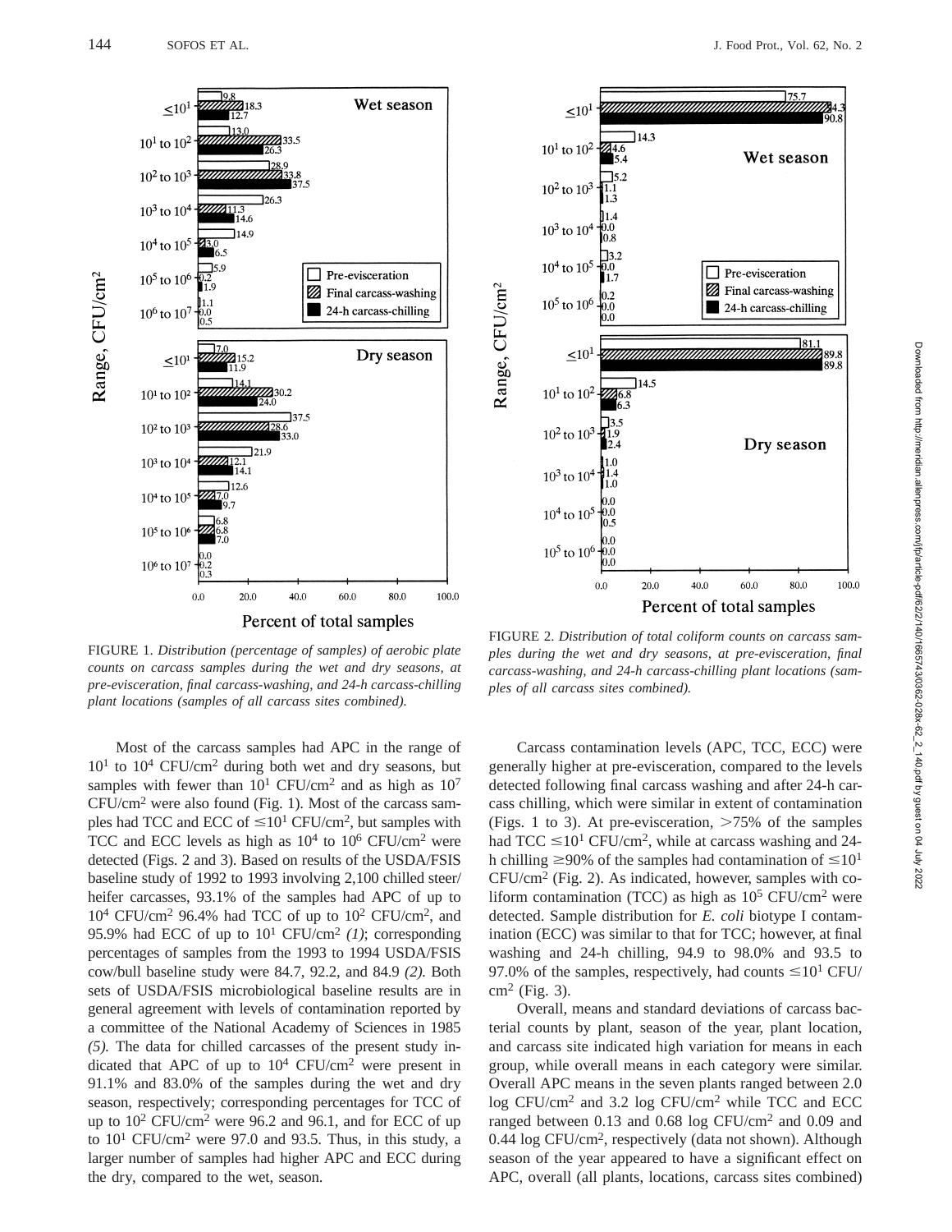FIGURE 1. *Distribution (percentage of samples) of aerobic plate counts on carcass samples during the wet and dry seasons, at pre-evisceration, final carcass-washing, and 24-h carcass-chilling plant locations (samples of all carcass sites combined).*

FIGURE 2. *Distribution of total coliform counts on carcass samples during the wet and dry seasons, at pre-evisceration, final carcass-washing, and 24-h carcass-chilling plant locations (samples of all carcass sites combined).*

Most of the carcass samples had APC in the range of $10^1$ to $10^4$ CFU/cm$^2$ during both wet and dry seasons, but samples with fewer than $10^1$ CFU/cm$^2$ and as high as $10^7$ CFU/cm$^2$ were also found (Fig. 1). Most of the carcass samples had TCC and ECC of $\leq 10^1$ CFU/cm$^2$, but samples with TCC and ECC levels as high as $10^4$ to $10^6$ CFU/cm$^2$ were detected (Figs. 2 and 3). Based on results of the USDA/FSIS baseline study of 1992 to 1993 involving 2,100 chilled steer/heifer carcasses, 93.1% of the samples had APC of up to $10^4$ CFU/cm$^2$ 96.4% had TCC of up to $10^2$ CFU/cm$^2$, and 95.9% had ECC of up to $10^1$ CFU/cm$^2$ *(1)*; corresponding percentages of samples from the 1993 to 1994 USDA/FSIS cow/bull baseline study were 84.7, 92.2, and 84.9 *(2)*. Both sets of USDA/FSIS microbiological baseline results are in general agreement with levels of contamination reported by a committee of the National Academy of Sciences in 1985 *(5)*. The data for chilled carcasses of the present study indicated that APC of up to $10^4$ CFU/cm$^2$ were present in 91.1% and 83.0% of the samples during the wet and dry season, respectively; corresponding percentages for TCC of up to $10^2$ CFU/cm$^2$ were 96.2 and 96.1, and for ECC of up to $10^1$ CFU/cm$^2$ were 97.0 and 93.5. Thus, in this study, a larger number of samples had higher APC and ECC during the dry, compared to the wet, season.

Carcass contamination levels (APC, TCC, ECC) were generally higher at pre-evisceration, compared to the levels detected following final carcass washing and after 24-h carcass chilling, which were similar in extent of contamination (Figs. 1 to 3). At pre-evisceration, >75% of the samples had TCC $\leq 10^1$ CFU/cm$^2$, while at carcass washing and 24-h chilling $\geq$90% of the samples had contamination of $\leq 10^1$ CFU/cm$^2$ (Fig. 2). As indicated, however, samples with coliform contamination (TCC) as high as $10^5$ CFU/cm$^2$ were detected. Sample distribution for *E. coli* biotype I contamination (ECC) was similar to that for TCC; however, at final washing and 24-h chilling, 94.9 to 98.0% and 93.5 to 97.0% of the samples, respectively, had counts $\leq 10^1$ CFU/cm$^2$ (Fig. 3).

Overall, means and standard deviations of carcass bacterial counts by plant, season of the year, plant location, and carcass site indicated high variation for means in each group, while overall means in each category were similar. Overall APC means in the seven plants ranged between 2.0 log CFU/cm$^2$ and 3.2 log CFU/cm$^2$ while TCC and ECC ranged between 0.13 and 0.68 log CFU/cm$^2$ and 0.09 and 0.44 log CFU/cm$^2$, respectively (data not shown). Although season of the year appeared to have a significant effect on APC, overall (all plants, locations, carcass sites combined)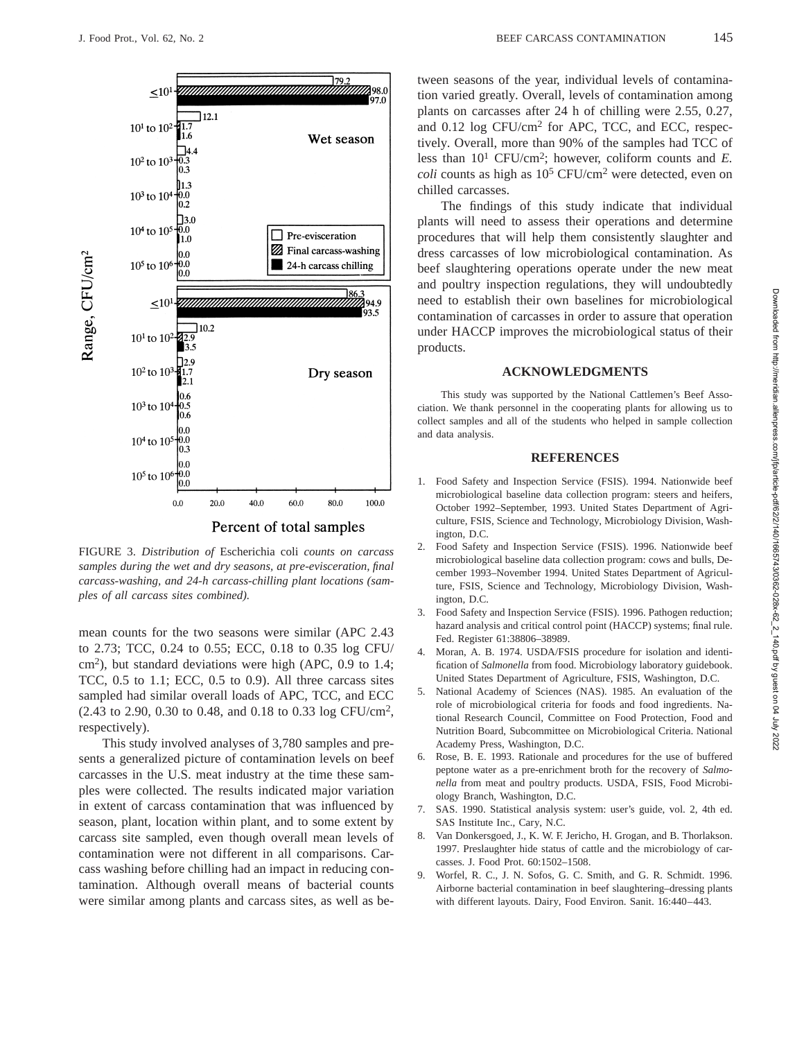Range, CFU/cm²

≤10¹
10¹ to 10²
10² to 10³
10³ to 10⁴
10⁴ to 10⁵
10⁵ to 10⁶

Wet season

79.2
98.0
97.0
12.1
1.7
1.6
4.4
0.3
0.3
1.3
0.0
0.2
3.0
0.0
1.0
0.0
0.0
0.0

Pre-evisceration
Final carcass-washing
24-h carcass chilling

Dry season

86.3
94.9
93.5
10.2
2.9
3.5
2.9
1.7
2.1
0.6
0.5
0.6
0.0
0.0
0.3
0.0
0.0
0.0

0.0 20.0 40.0 60.0 80.0 100.0

Percent of total samples

FIGURE 3. *Distribution of* Escherichia coli *counts on carcass samples during the wet and dry seasons, at pre-evisceration, final carcass-washing, and 24-h carcass-chilling plant locations (samples of all carcass sites combined).*

mean counts for the two seasons were similar (APC 2.43 to 2.73; TCC, 0.24 to 0.55; ECC, 0.18 to 0.35 log CFU/cm$^2$), but standard deviations were high (APC, 0.9 to 1.4; TCC, 0.5 to 1.1; ECC, 0.5 to 0.9). All three carcass sites sampled had similar overall loads of APC, TCC, and ECC (2.43 to 2.90, 0.30 to 0.48, and 0.18 to 0.33 log CFU/cm$^2$, respectively).

This study involved analyses of 3,780 samples and presents a generalized picture of contamination levels on beef carcasses in the U.S. meat industry at the time these samples were collected. The results indicated major variation in extent of carcass contamination that was influenced by season, plant, location within plant, and to some extent by carcass site sampled, even though overall mean levels of contamination were not different in all comparisons. Carcass washing before chilling had an impact in reducing contamination. Although overall means of bacterial counts were similar among plants and carcass sites, as well as between seasons of the year, individual levels of contamination varied greatly. Overall, levels of contamination among plants on carcasses after 24 h of chilling were 2.55, 0.27, and 0.12 log CFU/cm$^2$ for APC, TCC, and ECC, respectively. Overall, more than 90% of the samples had TCC of less than $10^1$ CFU/cm$^2$; however, coliform counts and *E. coli* counts as high as $10^5$ CFU/cm$^2$ were detected, even on chilled carcasses.

The findings of this study indicate that individual plants will need to assess their operations and determine procedures that will help them consistently slaughter and dress carcasses of low microbiological contamination. As beef slaughtering operations operate under the new meat and poultry inspection regulations, they will undoubtedly need to establish their own baselines for microbiological contamination of carcasses in order to assure that operation under HACCP improves the microbiological status of their products.

## ACKNOWLEDGMENTS

This study was supported by the National Cattlemen's Beef Association. We thank personnel in the cooperating plants for allowing us to collect samples and all of the students who helped in sample collection and data analysis.

## REFERENCES

1. Food Safety and Inspection Service (FSIS). 1994. Nationwide beef microbiological baseline data collection program: steers and heifers, October 1992–September, 1993. United States Department of Agriculture, FSIS, Science and Technology, Microbiology Division, Washington, D.C.
2. Food Safety and Inspection Service (FSIS). 1996. Nationwide beef microbiological baseline data collection program: cows and bulls, December 1993–November 1994. United States Department of Agriculture, FSIS, Science and Technology, Microbiology Division, Washington, D.C.
3. Food Safety and Inspection Service (FSIS). 1996. Pathogen reduction; hazard analysis and critical control point (HACCP) systems; final rule. Fed. Register 61:38806–38989.
4. Moran, A. B. 1974. USDA/FSIS procedure for isolation and identification of *Salmonella* from food. Microbiology laboratory guidebook. United States Department of Agriculture, FSIS, Washington, D.C.
5. National Academy of Sciences (NAS). 1985. An evaluation of the role of microbiological criteria for foods and food ingredients. National Research Council, Committee on Food Protection, Food and Nutrition Board, Subcommittee on Microbiological Criteria. National Academy Press, Washington, D.C.
6. Rose, B. E. 1993. Rationale and procedures for the use of buffered peptone water as a pre-enrichment broth for the recovery of *Salmonella* from meat and poultry products. USDA, FSIS, Food Microbiology Branch, Washington, D.C.
7. SAS. 1990. Statistical analysis system: user's guide, vol. 2, 4th ed. SAS Institute Inc., Cary, N.C.
8. Van Donkersgoed, J., K. W. F. Jericho, H. Grogan, and B. Thorlakson. 1997. Preslaughter hide status of cattle and the microbiology of carcasses. J. Food Prot. 60:1502–1508.
9. Worfel, R. C., J. N. Sofos, G. C. Smith, and G. R. Schmidt. 1996. Airborne bacterial contamination in beef slaughtering–dressing plants with different layouts. Dairy, Food Environ. Sanit. 16:440–443.